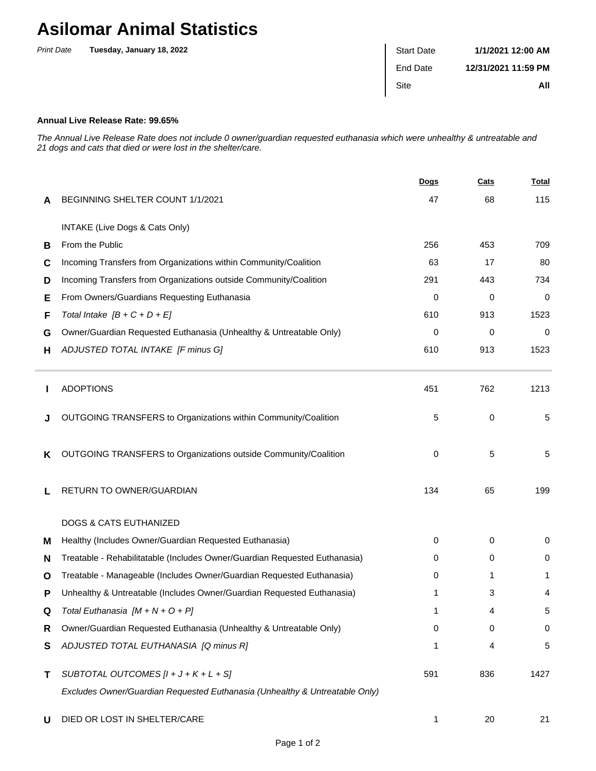# Asilomar Animal Statistics

*Print Date* **Tuesday, January 18, 2022**

| | |
|---|---|
| Start Date | **1/1/2021 12:00 AM** |
| End Date | **12/31/2021 11:59 PM** |
| Site | **All** |

**Annual Live Release Rate: 99.65%**

*The Annual Live Release Rate does not include 0 owner/guardian requested euthanasia which were unhealthy & untreatable and 21 dogs and cats that died or were lost in the shelter/care.*

| | | Dogs | Cats | Total |
|---|---|---|---|---|
| **A** | BEGINNING SHELTER COUNT 1/1/2021 | 47 | 68 | 115 |
| | INTAKE (Live Dogs & Cats Only) | | | |
| **B** | From the Public | 256 | 453 | 709 |
| **C** | Incoming Transfers from Organizations within Community/Coalition | 63 | 17 | 80 |
| **D** | Incoming Transfers from Organizations outside Community/Coalition | 291 | 443 | 734 |
| **E** | From Owners/Guardians Requesting Euthanasia | 0 | 0 | 0 |
| **F** | *Total Intake [B + C + D + E]* | 610 | 913 | 1523 |
| **G** | Owner/Guardian Requested Euthanasia (Unhealthy & Untreatable Only) | 0 | 0 | 0 |
| **H** | *ADJUSTED TOTAL INTAKE [F minus G]* | 610 | 913 | 1523 |
| **I** | ADOPTIONS | 451 | 762 | 1213 |
| **J** | OUTGOING TRANSFERS to Organizations within Community/Coalition | 5 | 0 | 5 |
| **K** | OUTGOING TRANSFERS to Organizations outside Community/Coalition | 0 | 5 | 5 |
| **L** | RETURN TO OWNER/GUARDIAN | 134 | 65 | 199 |
| | DOGS & CATS EUTHANIZED | | | |
| **M** | Healthy (Includes Owner/Guardian Requested Euthanasia) | 0 | 0 | 0 |
| **N** | Treatable - Rehabilitatable (Includes Owner/Guardian Requested Euthanasia) | 0 | 0 | 0 |
| **O** | Treatable - Manageable (Includes Owner/Guardian Requested Euthanasia) | 0 | 1 | 1 |
| **P** | Unhealthy & Untreatable (Includes Owner/Guardian Requested Euthanasia) | 1 | 3 | 4 |
| **Q** | *Total Euthanasia [M + N + O + P]* | 1 | 4 | 5 |
| **R** | Owner/Guardian Requested Euthanasia (Unhealthy & Untreatable Only) | 0 | 0 | 0 |
| **S** | *ADJUSTED TOTAL EUTHANASIA [Q minus R]* | 1 | 4 | 5 |
| **T** | *SUBTOTAL OUTCOMES [I + J + K + L + S]* <br> *Excludes Owner/Guardian Requested Euthanasia (Unhealthy & Untreatable Only)* | 591 | 836 | 1427 |
| **U** | DIED OR LOST IN SHELTER/CARE | 1 | 20 | 21 |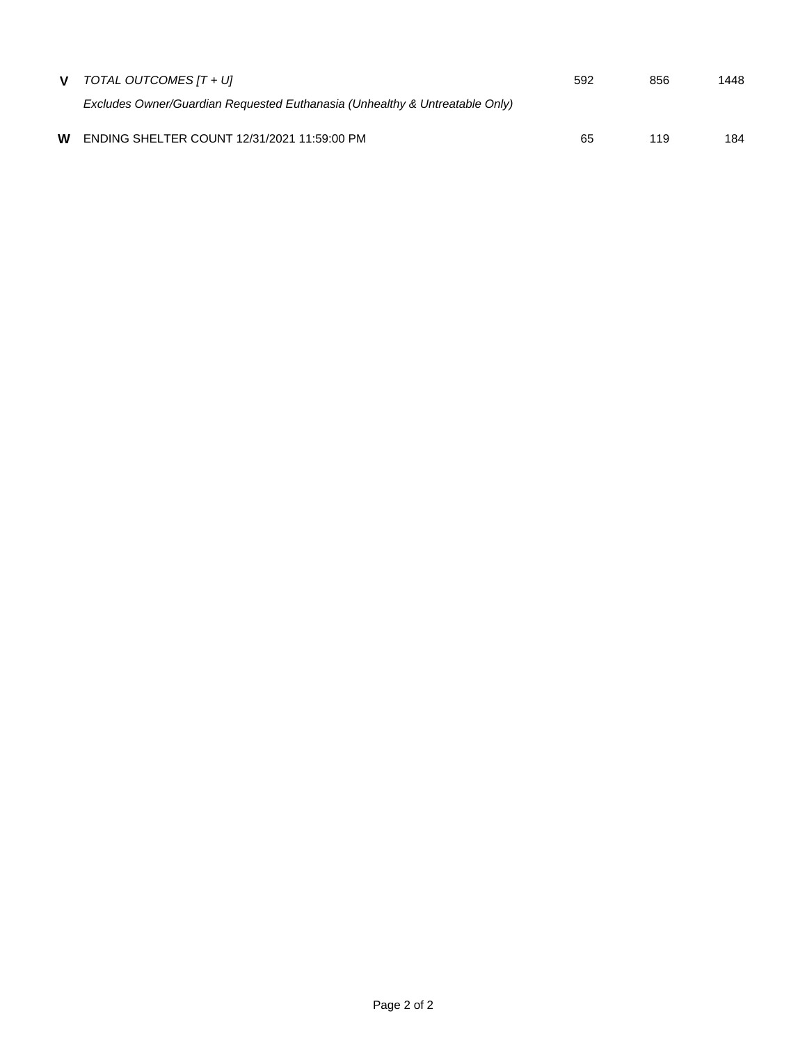| | | | | |
|---|---|---|---|---|
| **V** | *TOTAL OUTCOMES [T + U]* | 592 | 856 | 1448 |
| | *Excludes Owner/Guardian Requested Euthanasia (Unhealthy & Untreatable Only)* | | | |
| **W** | ENDING SHELTER COUNT 12/31/2021 11:59:00 PM | 65 | 119 | 184 |